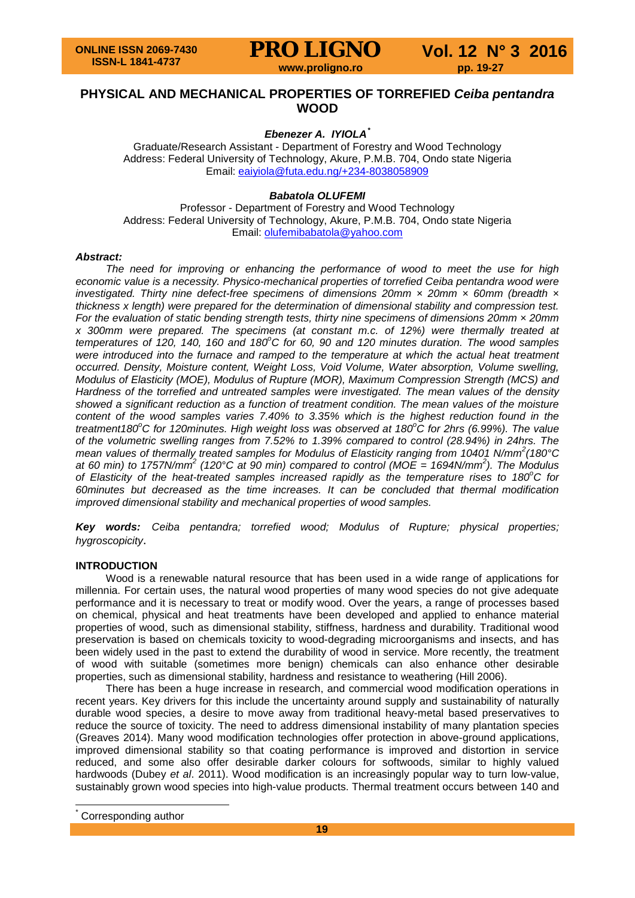# PHYSICAL AND MECHANICAL PROPERTIES OF TORREFIED *Ceiba pentandra* WOOD

***Ebenezer A. IYIOLA*** [*]

Graduate/Research Assistant - Department of Forestry and Wood Technology
Address: Federal University of Technology, Akure, P.M.B. 704, Ondo state Nigeria
Email: eaiyiola@futa.edu.ng/+234-8038058909

***Babatola OLUFEMI***

Professor - Department of Forestry and Wood Technology
Address: Federal University of Technology, Akure, P.M.B. 704, Ondo state Nigeria
Email: olufemibabatola@yahoo.com

***Abstract:***

*The need for improving or enhancing the performance of wood to meet the use for high economic value is a necessity. Physico-mechanical properties of torrefied Ceiba pentandra wood were investigated. Thirty nine defect-free specimens of dimensions 20mm × 20mm × 60mm (breadth × thickness x length) were prepared for the determination of dimensional stability and compression test. For the evaluation of static bending strength tests, thirty nine specimens of dimensions 20mm × 20mm x 300mm were prepared. The specimens (at constant m.c. of 12%) were thermally treated at temperatures of 120, 140, 160 and 180°C for 60, 90 and 120 minutes duration. The wood samples were introduced into the furnace and ramped to the temperature at which the actual heat treatment occurred. Density, Moisture content, Weight Loss, Void Volume, Water absorption, Volume swelling, Modulus of Elasticity (MOE), Modulus of Rupture (MOR), Maximum Compression Strength (MCS) and Hardness of the torrefied and untreated samples were investigated. The mean values of the density showed a significant reduction as a function of treatment condition. The mean values of the moisture content of the wood samples varies 7.40% to 3.35% which is the highest reduction found in the treatment180°C for 120minutes. High weight loss was observed at 180°C for 2hrs (6.99%). The value of the volumetric swelling ranges from 7.52% to 1.39% compared to control (28.94%) in 24hrs. The mean values of thermally treated samples for Modulus of Elasticity ranging from 10401 N/mm$^2$(180°C at 60 min) to 1757N/mm$^2$ (120°C at 90 min) compared to control (MOE = 1694N/mm$^2$). The Modulus of Elasticity of the heat-treated samples increased rapidly as the temperature rises to 180°C for 60minutes but decreased as the time increases. It can be concluded that thermal modification improved dimensional stability and mechanical properties of wood samples.*

***Key words:*** *Ceiba pentandra; torrefied wood; Modulus of Rupture; physical properties; hygroscopicity*.

## INTRODUCTION

Wood is a renewable natural resource that has been used in a wide range of applications for millennia. For certain uses, the natural wood properties of many wood species do not give adequate performance and it is necessary to treat or modify wood. Over the years, a range of processes based on chemical, physical and heat treatments have been developed and applied to enhance material properties of wood, such as dimensional stability, stiffness, hardness and durability. Traditional wood preservation is based on chemicals toxicity to wood-degrading microorganisms and insects, and has been widely used in the past to extend the durability of wood in service. More recently, the treatment of wood with suitable (sometimes more benign) chemicals can also enhance other desirable properties, such as dimensional stability, hardness and resistance to weathering (Hill 2006).

There has been a huge increase in research, and commercial wood modification operations in recent years. Key drivers for this include the uncertainty around supply and sustainability of naturally durable wood species, a desire to move away from traditional heavy-metal based preservatives to reduce the source of toxicity. The need to address dimensional instability of many plantation species (Greaves 2014). Many wood modification technologies offer protection in above-ground applications, improved dimensional stability so that coating performance is improved and distortion in service reduced, and some also offer desirable darker colours for softwoods, similar to highly valued hardwoods (Dubey *et al*. 2011). Wood modification is an increasingly popular way to turn low-value, sustainably grown wood species into high-value products. Thermal treatment occurs between 140 and

[*] Corresponding author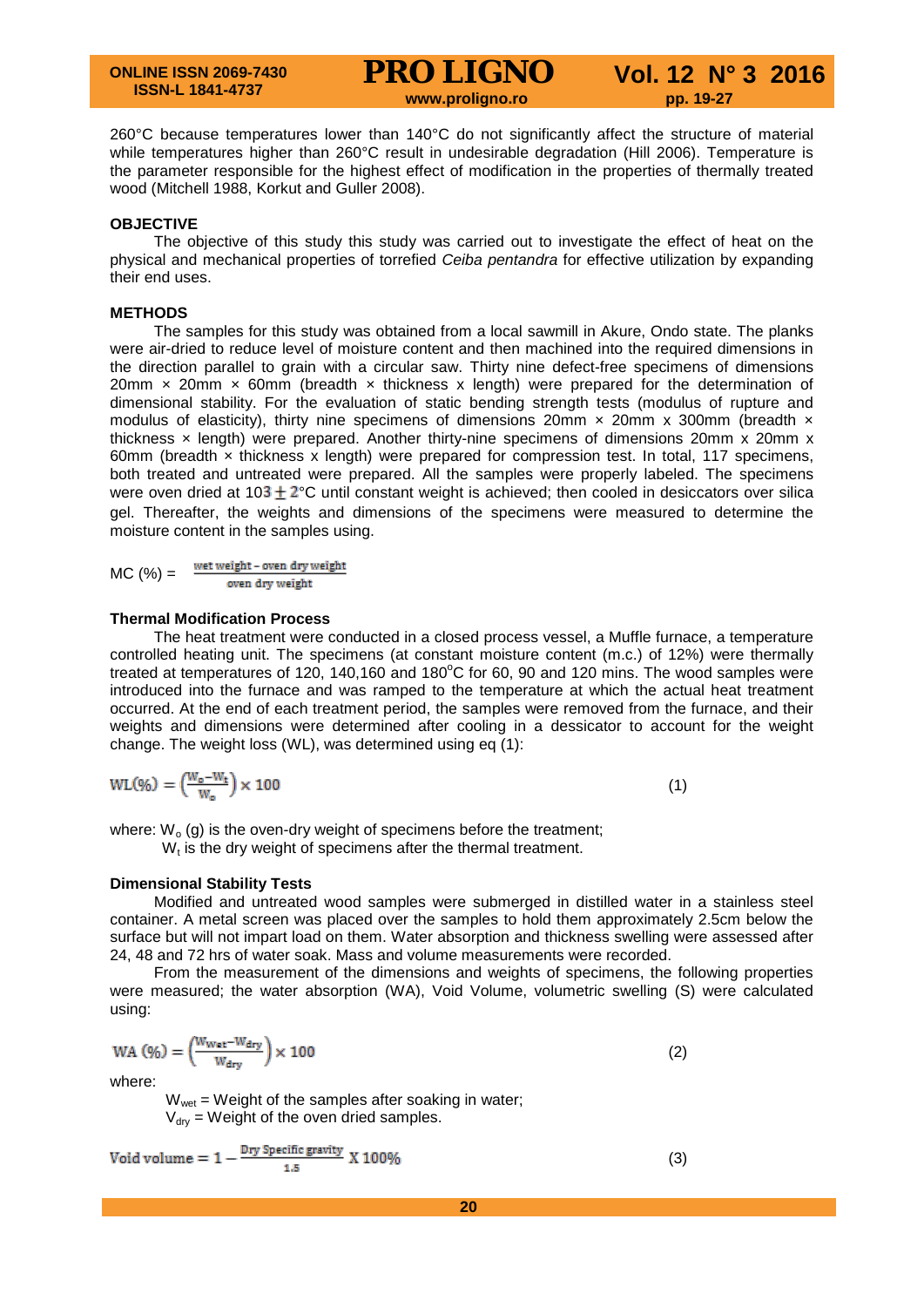260°C because temperatures lower than 140°C do not significantly affect the structure of material while temperatures higher than 260°C result in undesirable degradation (Hill 2006). Temperature is the parameter responsible for the highest effect of modification in the properties of thermally treated wood (Mitchell 1988, Korkut and Guller 2008).

## OBJECTIVE

The objective of this study this study was carried out to investigate the effect of heat on the physical and mechanical properties of torrefied *Ceiba pentandra* for effective utilization by expanding their end uses.

## METHODS

The samples for this study was obtained from a local sawmill in Akure, Ondo state. The planks were air-dried to reduce level of moisture content and then machined into the required dimensions in the direction parallel to grain with a circular saw. Thirty nine defect-free specimens of dimensions 20mm × 20mm × 60mm (breadth × thickness x length) were prepared for the determination of dimensional stability. For the evaluation of static bending strength tests (modulus of rupture and modulus of elasticity), thirty nine specimens of dimensions 20mm × 20mm x 300mm (breadth × thickness × length) were prepared. Another thirty-nine specimens of dimensions 20mm x 20mm x 60mm (breadth × thickness x length) were prepared for compression test. In total, 117 specimens, both treated and untreated were prepared. All the samples were properly labeled. The specimens were oven dried at $103 \pm 2$°C until constant weight is achieved; then cooled in desiccators over silica gel. Thereafter, the weights and dimensions of the specimens were measured to determine the moisture content in the samples using.

$$MC\,(\%) = \frac{\text{wet weight} - \text{oven dry weight}}{\text{oven dry weight}}$$

### Thermal Modification Process

The heat treatment were conducted in a closed process vessel, a Muffle furnace, a temperature controlled heating unit. The specimens (at constant moisture content (m.c.) of 12%) were thermally treated at temperatures of 120, 140,160 and 180°C for 60, 90 and 120 mins. The wood samples were introduced into the furnace and was ramped to the temperature at which the actual heat treatment occurred. At the end of each treatment period, the samples were removed from the furnace, and their weights and dimensions were determined after cooling in a dessicator to account for the weight change. The weight loss (WL), was determined using eq (1):

$$WL(\%) = \left(\frac{W_o - W_t}{W_o}\right) \times 100 \tag{1}$$

where: $W_o$ (g) is the oven-dry weight of specimens before the treatment;
$W_t$ is the dry weight of specimens after the thermal treatment.

### Dimensional Stability Tests

Modified and untreated wood samples were submerged in distilled water in a stainless steel container. A metal screen was placed over the samples to hold them approximately 2.5cm below the surface but will not impart load on them. Water absorption and thickness swelling were assessed after 24, 48 and 72 hrs of water soak. Mass and volume measurements were recorded.

From the measurement of the dimensions and weights of specimens, the following properties were measured; the water absorption (WA), Void Volume, volumetric swelling (S) were calculated using:

$$WA\,(\%) = \left(\frac{W_{wet} - W_{dry}}{W_{dry}}\right) \times 100 \tag{2}$$

where:

$W_{wet}$ = Weight of the samples after soaking in water;
$V_{dry}$ = Weight of the oven dried samples.

$$\text{Void volume} = 1 - \frac{\text{Dry Specific gravity}}{1.5} \text{ X } 100\% \tag{3}$$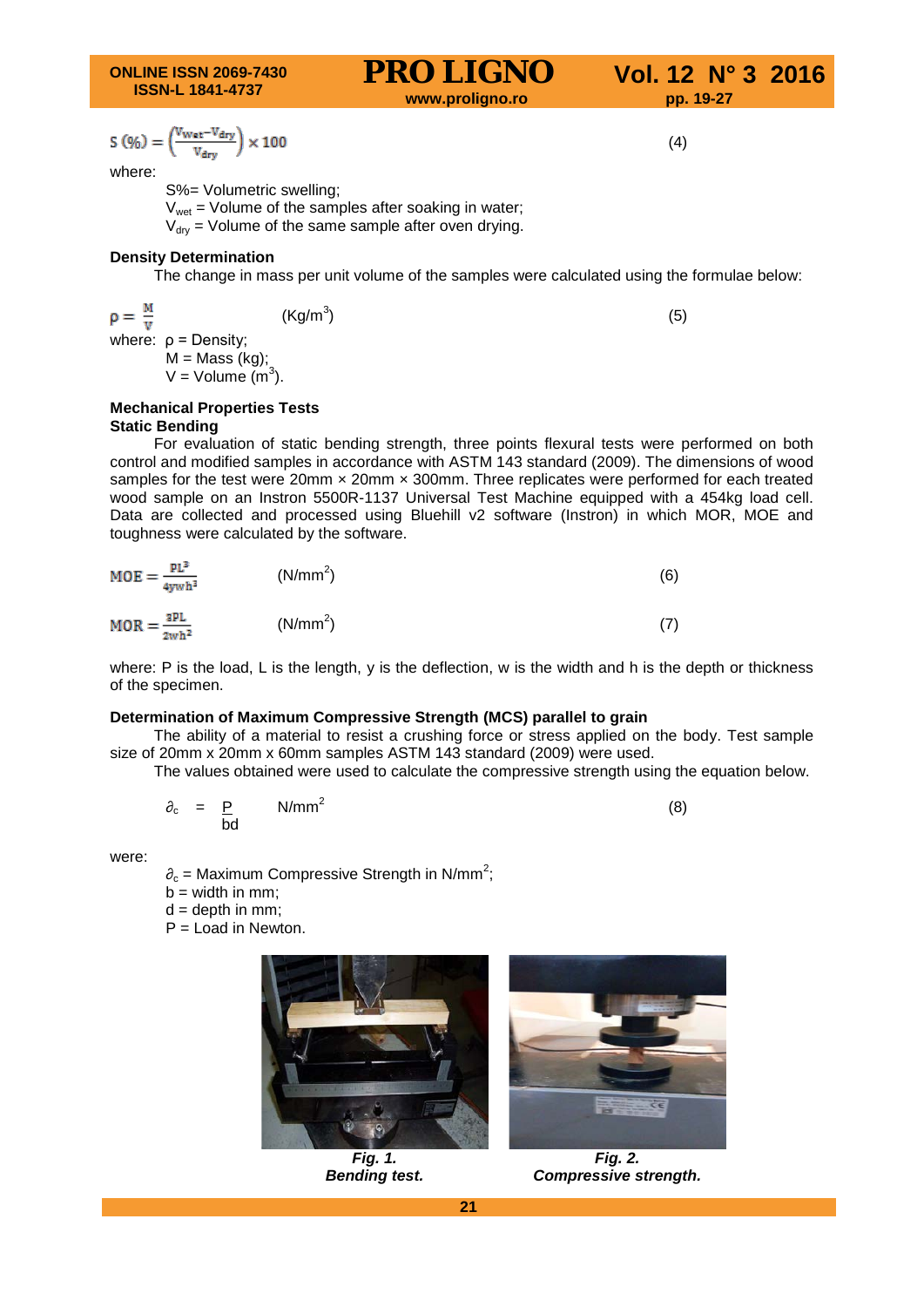$$S\ (\%) = \left(\frac{V_{wet} - V_{dry}}{V_{dry}}\right) \times 100 \qquad (4)$$

where:

S%= Volumetric swelling;
$V_{wet}$ = Volume of the samples after soaking in water;
$V_{dry}$ = Volume of the same sample after oven drying.

**Density Determination**

The change in mass per unit volume of the samples were calculated using the formulae below:

$$\rho = \frac{M}{V} \qquad (Kg/m^3) \qquad (5)$$

where: ρ = Density;
M = Mass (kg);
V = Volume ($m^3$).

**Mechanical Properties Tests**
**Static Bending**

For evaluation of static bending strength, three points flexural tests were performed on both control and modified samples in accordance with ASTM 143 standard (2009). The dimensions of wood samples for the test were 20mm × 20mm × 300mm. Three replicates were performed for each treated wood sample on an Instron 5500R-1137 Universal Test Machine equipped with a 454kg load cell. Data are collected and processed using Bluehill v2 software (Instron) in which MOR, MOE and toughness were calculated by the software.

$$MOE = \frac{PL^3}{4ywh^3} \qquad (N/mm^2) \qquad (6)$$

$$MOR = \frac{3PL}{2wh^2} \qquad (N/mm^2) \qquad (7)$$

where: P is the load, L is the length, y is the deflection, w is the width and h is the depth or thickness of the specimen.

**Determination of Maximum Compressive Strength (MCS) parallel to grain**

The ability of a material to resist a crushing force or stress applied on the body. Test sample size of 20mm x 20mm x 60mm samples ASTM 143 standard (2009) were used.

The values obtained were used to calculate the compressive strength using the equation below.

$$\partial_c = \frac{P}{bd} \qquad N/mm^2 \qquad (8)$$

were:

$\partial_c$ = Maximum Compressive Strength in $N/mm^2$;
b = width in mm;
d = depth in mm;
P = Load in Newton.

*Fig. 1.*
***Bending test.***

*Fig. 2.*
***Compressive strength.***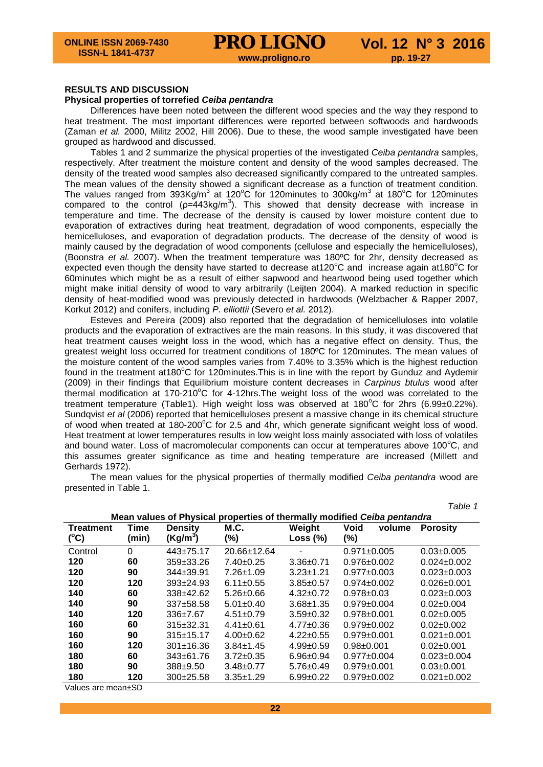## RESULTS AND DISCUSSION

### Physical properties of torrefied *Ceiba pentandra*

Differences have been noted between the different wood species and the way they respond to heat treatment. The most important differences were reported between softwoods and hardwoods (Zaman *et al.* 2000, Militz 2002, Hill 2006). Due to these, the wood sample investigated have been grouped as hardwood and discussed.

Tables 1 and 2 summarize the physical properties of the investigated *Ceiba pentandra* samples, respectively. After treatment the moisture content and density of the wood samples decreased. The density of the treated wood samples also decreased significantly compared to the untreated samples. The mean values of the density showed a significant decrease as a function of treatment condition. The values ranged from 393Kg/m$^3$ at 120$^o$C for 120minutes to 300kg/m$^3$ at 180$^o$C for 120minutes compared to the control (ρ=443kg/m$^3$). This showed that density decrease with increase in temperature and time. The decrease of the density is caused by lower moisture content due to evaporation of extractives during heat treatment, degradation of wood components, especially the hemicelluloses, and evaporation of degradation products. The decrease of the density of wood is mainly caused by the degradation of wood components (cellulose and especially the hemicelluloses), (Boonstra *et al.* 2007). When the treatment temperature was 180ºC for 2hr, density decreased as expected even though the density have started to decrease at120$^o$C and increase again at180$^o$C for 60minutes which might be as a result of either sapwood and heartwood being used together which might make initial density of wood to vary arbitrarily (Leijten 2004). A marked reduction in specific density of heat-modified wood was previously detected in hardwoods (Welzbacher & Rapper 2007, Korkut 2012) and conifers, including *P. elliottii* (Severo *et al.* 2012).

Esteves and Pereira (2009) also reported that the degradation of hemicelluloses into volatile products and the evaporation of extractives are the main reasons. In this study, it was discovered that heat treatment causes weight loss in the wood, which has a negative effect on density. Thus, the greatest weight loss occurred for treatment conditions of 180ºC for 120minutes. The mean values of the moisture content of the wood samples varies from 7.40% to 3.35% which is the highest reduction found in the treatment at180$^o$C for 120minutes.This is in line with the report by Gunduz and Aydemir (2009) in their findings that Equilibrium moisture content decreases in *Carpinus btulus* wood after thermal modification at 170-210$^o$C for 4-12hrs.The weight loss of the wood was correlated to the treatment temperature (Table1). High weight loss was observed at 180$^o$C for 2hrs (6.99±0.22%). Sundqvist *et al* (2006) reported that hemicelluloses present a massive change in its chemical structure of wood when treated at 180-200$^o$C for 2.5 and 4hr, which generate significant weight loss of wood. Heat treatment at lower temperatures results in low weight loss mainly associated with loss of volatiles and bound water. Loss of macromolecular components can occur at temperatures above 100$^o$C, and this assumes greater significance as time and heating temperature are increased (Millett and Gerhards 1972).

The mean values for the physical properties of thermally modified *Ceiba pentandra* wood are presented in Table 1.

*Table 1*

**Mean values of Physical properties of thermally modified *Ceiba pentandra***

| Treatment (°C) | Time (min) | Density (Kg/m$^3$) | M.C. (%) | Weight Loss (%) | Void volume (%) | Porosity |
|---|---|---|---|---|---|---|
| Control | 0 | 443±75.17 | 20.66±12.64 | - | 0.971±0.005 | 0.03±0.005 |
| **120** | **60** | 359±33.26 | 7.40±0.25 | 3.36±0.71 | 0.976±0.002 | 0.024±0.002 |
| **120** | **90** | 344±39.91 | 7.26±1.09 | 3.23±1.21 | 0.977±0.003 | 0.023±0.003 |
| **120** | **120** | 393±24.93 | 6.11±0.55 | 3.85±0.57 | 0.974±0.002 | 0.026±0.001 |
| **140** | **60** | 338±42.62 | 5.26±0.66 | 4.32±0.72 | 0.978±0.03 | 0.023±0.003 |
| **140** | **90** | 337±58.58 | 5.01±0.40 | 3.68±1.35 | 0.979±0.004 | 0.02±0.004 |
| **140** | **120** | 336±7.67 | 4.51±0.79 | 3.59±0.32 | 0.978±0.001 | 0.02±0.005 |
| **160** | **60** | 315±32.31 | 4.41±0.61 | 4.77±0.36 | 0.979±0.002 | 0.02±0.002 |
| **160** | **90** | 315±15.17 | 4.00±0.62 | 4.22±0.55 | 0.979±0.001 | 0.021±0.001 |
| **160** | **120** | 301±16.36 | 3.84±1.45 | 4.99±0.59 | 0.98±0.001 | 0.02±0.001 |
| **180** | **60** | 343±61.76 | 3.72±0.35 | 6.96±0.94 | 0.977±0.004 | 0.023±0.004 |
| **180** | **90** | 388±9.50 | 3.48±0.77 | 5.76±0.49 | 0.979±0.001 | 0.03±0.001 |
| **180** | **120** | 300±25.58 | 3.35±1.29 | 6.99±0.22 | 0.979±0.002 | 0.021±0.002 |

Values are mean±SD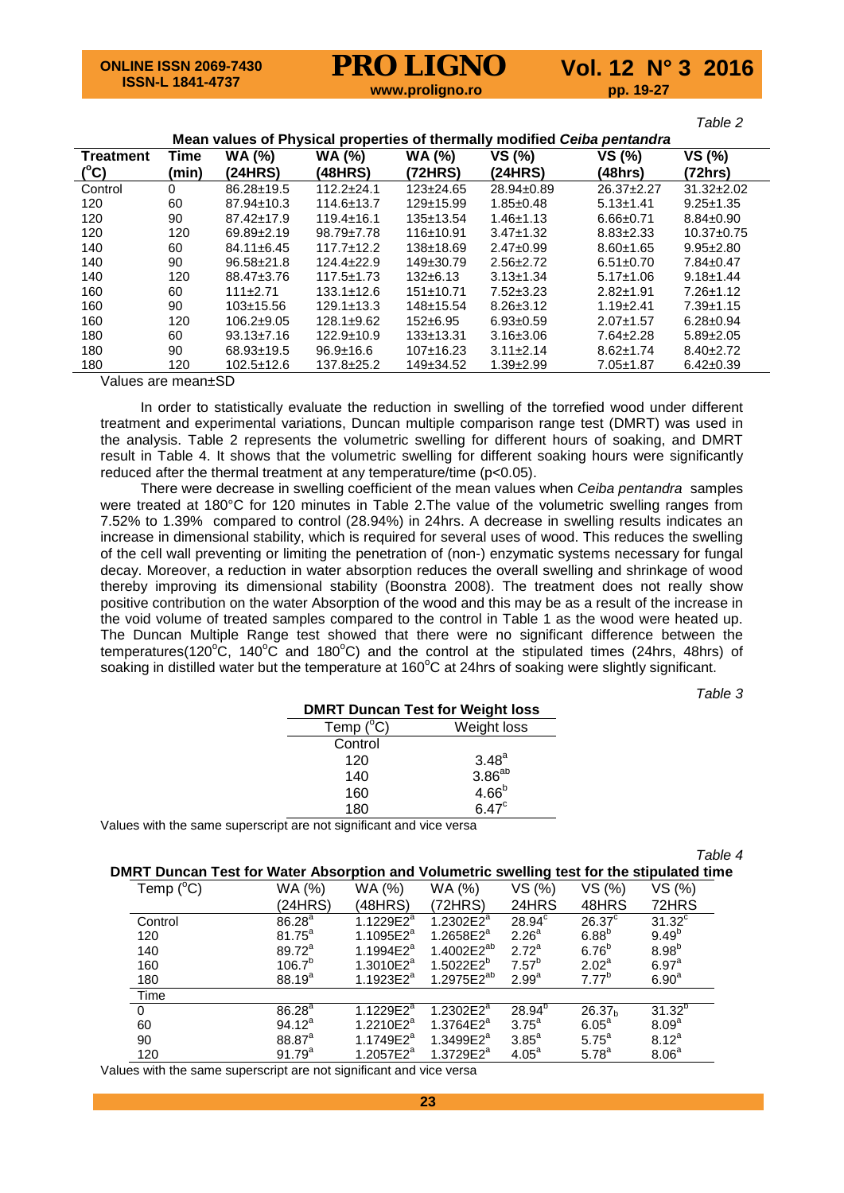*Table 2*

**Mean values of Physical properties of thermally modified *Ceiba pentandra***

| Treatment (°C) | Time (min) | WA (%) (24HRS) | WA (%) (48HRS) | WA (%) (72HRS) | VS (%) (24HRS) | VS (%) (48hrs) | VS (%) (72hrs) |
|---|---|---|---|---|---|---|---|
| Control | 0 | 86.28±19.5 | 112.2±24.1 | 123±24.65 | 28.94±0.89 | 26.37±2.27 | 31.32±2.02 |
| 120 | 60 | 87.94±10.3 | 114.6±13.7 | 129±15.99 | 1.85±0.48 | 5.13±1.41 | 9.25±1.35 |
| 120 | 90 | 87.42±17.9 | 119.4±16.1 | 135±13.54 | 1.46±1.13 | 6.66±0.71 | 8.84±0.90 |
| 120 | 120 | 69.89±2.19 | 98.79±7.78 | 116±10.91 | 3.47±1.32 | 8.83±2.33 | 10.37±0.75 |
| 140 | 60 | 84.11±6.45 | 117.7±12.2 | 138±18.69 | 2.47±0.99 | 8.60±1.65 | 9.95±2.80 |
| 140 | 90 | 96.58±21.8 | 124.4±22.9 | 149±30.79 | 2.56±2.72 | 6.51±0.70 | 7.84±0.47 |
| 140 | 120 | 88.47±3.76 | 117.5±1.73 | 132±6.13 | 3.13±1.34 | 5.17±1.06 | 9.18±1.44 |
| 160 | 60 | 111±2.71 | 133.1±12.6 | 151±10.71 | 7.52±3.23 | 2.82±1.91 | 7.26±1.12 |
| 160 | 90 | 103±15.56 | 129.1±13.3 | 148±15.54 | 8.26±3.12 | 1.19±2.41 | 7.39±1.15 |
| 160 | 120 | 106.2±9.05 | 128.1±9.62 | 152±6.95 | 6.93±0.59 | 2.07±1.57 | 6.28±0.94 |
| 180 | 60 | 93.13±7.16 | 122.9±10.9 | 133±13.31 | 3.16±3.06 | 7.64±2.28 | 5.89±2.05 |
| 180 | 90 | 68.93±19.5 | 96.9±16.6 | 107±16.23 | 3.11±2.14 | 8.62±1.74 | 8.40±2.72 |
| 180 | 120 | 102.5±12.6 | 137.8±25.2 | 149±34.52 | 1.39±2.99 | 7.05±1.87 | 6.42±0.39 |

Values are mean±SD

In order to statistically evaluate the reduction in swelling of the torrefied wood under different treatment and experimental variations, Duncan multiple comparison range test (DMRT) was used in the analysis. Table 2 represents the volumetric swelling for different hours of soaking, and DMRT result in Table 4. It shows that the volumetric swelling for different soaking hours were significantly reduced after the thermal treatment at any temperature/time ($p<0.05$).

There were decrease in swelling coefficient of the mean values when *Ceiba pentandra* samples were treated at 180°C for 120 minutes in Table 2.The value of the volumetric swelling ranges from 7.52% to 1.39% compared to control (28.94%) in 24hrs. A decrease in swelling results indicates an increase in dimensional stability, which is required for several uses of wood. This reduces the swelling of the cell wall preventing or limiting the penetration of (non-) enzymatic systems necessary for fungal decay. Moreover, a reduction in water absorption reduces the overall swelling and shrinkage of wood thereby improving its dimensional stability (Boonstra 2008). The treatment does not really show positive contribution on the water Absorption of the wood and this may be as a result of the increase in the void volume of treated samples compared to the control in Table 1 as the wood were heated up. The Duncan Multiple Range test showed that there were no significant difference between the temperatures(120°C, 140°C and 180°C) and the control at the stipulated times (24hrs, 48hrs) of soaking in distilled water but the temperature at 160°C at 24hrs of soaking were slightly significant.

*Table 3*

**DMRT Duncan Test for Weight loss**

| Temp (°C) | Weight loss |
|---|---|
| Control | |
| 120 | $3.48^{a}$ |
| 140 | $3.86^{ab}$ |
| 160 | $4.66^{b}$ |
| 180 | $6.47^{c}$ |

Values with the same superscript are not significant and vice versa

*Table 4*

**DMRT Duncan Test for Water Absorption and Volumetric swelling test for the stipulated time**

| Temp (°C) | WA (%) (24HRS) | WA (%) (48HRS) | WA (%) (72HRS) | VS (%) 24HRS | VS (%) 48HRS | VS (%) 72HRS |
|---|---|---|---|---|---|---|
| Control | $86.28^{a}$ | $1.1229E2^{a}$ | $1.2302E2^{a}$ | $28.94^{c}$ | $26.37^{c}$ | $31.32^{c}$ |
| 120 | $81.75^{a}$ | $1.1095E2^{a}$ | $1.2658E2^{a}$ | $2.26^{a}$ | $6.88^{b}$ | $9.49^{b}$ |
| 140 | $89.72^{a}$ | $1.1994E2^{a}$ | $1.4002E2^{ab}$ | $2.72^{a}$ | $6.76^{b}$ | $8.98^{b}$ |
| 160 | $106.7^{b}$ | $1.3010E2^{a}$ | $1.5022E2^{b}$ | $7.57^{b}$ | $2.02^{a}$ | $6.97^{a}$ |
| 180 | $88.19^{a}$ | $1.1923E2^{a}$ | $1.2975E2^{ab}$ | $2.99^{a}$ | $7.77^{b}$ | $6.90^{a}$ |
| Time | | | | | | |
| 0 | $86.28^{a}$ | $1.1229E2^{a}$ | $1.2302E2^{a}$ | $28.94^{b}$ | $26.37_{b}$ | $31.32^{b}$ |
| 60 | $94.12^{a}$ | $1.2210E2^{a}$ | $1.3764E2^{a}$ | $3.75^{a}$ | $6.05^{a}$ | $8.09^{a}$ |
| 90 | $88.87^{a}$ | $1.1749E2^{a}$ | $1.3499E2^{a}$ | $3.85^{a}$ | $5.75^{a}$ | $8.12^{a}$ |
| 120 | $91.79^{a}$ | $1.2057E2^{a}$ | $1.3729E2^{a}$ | $4.05^{a}$ | $5.78^{a}$ | $8.06^{a}$ |

Values with the same superscript are not significant and vice versa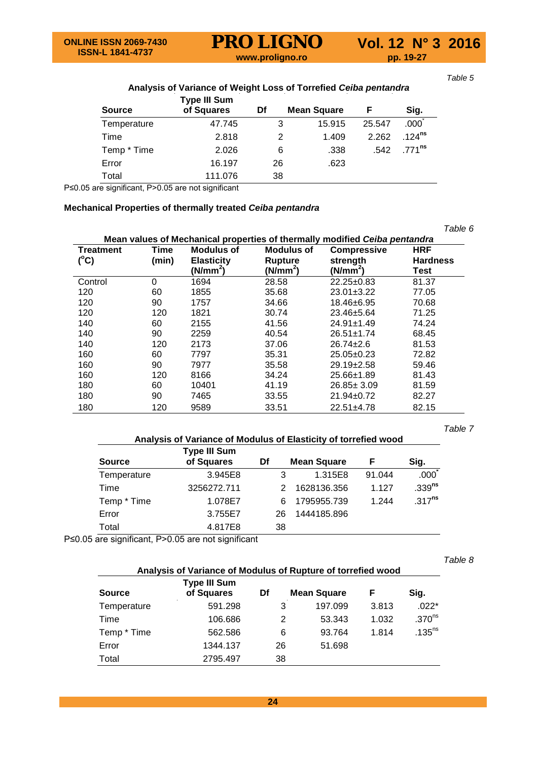Table 5

**Analysis of Variance of Weight Loss of Torrefied *Ceiba pentandra***

| Source | Type III Sum of Squares | Df | Mean Square | F | Sig. |
|---|---|---|---|---|---|
| Temperature | 47.745 | 3 | 15.915 | 25.547 | .000* |
| Time | 2.818 | 2 | 1.409 | 2.262 | .124$^{ns}$ |
| Temp * Time | 2.026 | 6 | .338 | .542 | .771$^{ns}$ |
| Error | 16.197 | 26 | .623 | | |
| Total | 111.076 | 38 | | | |

P≤0.05 are significant, P>0.05 are not significant

**Mechanical Properties of thermally treated *Ceiba pentandra***

Table 6

**Mean values of Mechanical properties of thermally modified *Ceiba pentandra***

| Treatment ($^{o}$C) | Time (min) | Modulus of Elasticity (N/mm$^2$) | Modulus of Rupture (N/mm$^2$) | Compressive strength (N/mm$^2$) | HRF Hardness Test |
|---|---|---|---|---|---|
| Control | 0 | 1694 | 28.58 | 22.25±0.83 | 81.37 |
| 120 | 60 | 1855 | 35.68 | 23.01±3.22 | 77.05 |
| 120 | 90 | 1757 | 34.66 | 18.46±6.95 | 70.68 |
| 120 | 120 | 1821 | 30.74 | 23.46±5.64 | 71.25 |
| 140 | 60 | 2155 | 41.56 | 24.91±1.49 | 74.24 |
| 140 | 90 | 2259 | 40.54 | 26.51±1.74 | 68.45 |
| 140 | 120 | 2173 | 37.06 | 26.74±2.6 | 81.53 |
| 160 | 60 | 7797 | 35.31 | 25.05±0.23 | 72.82 |
| 160 | 90 | 7977 | 35.58 | 29.19±2.58 | 59.46 |
| 160 | 120 | 8166 | 34.24 | 25.66±1.89 | 81.43 |
| 180 | 60 | 10401 | 41.19 | 26.85± 3.09 | 81.59 |
| 180 | 90 | 7465 | 33.55 | 21.94±0.72 | 82.27 |
| 180 | 120 | 9589 | 33.51 | 22.51±4.78 | 82.15 |

Table 7

**Analysis of Variance of Modulus of Elasticity of torrefied wood**

| Source | Type III Sum of Squares | Df | Mean Square | F | Sig. |
|---|---|---|---|---|---|
| Temperature | 3.945E8 | 3 | 1.315E8 | 91.044 | .000* |
| Time | 3256272.711 | 2 | 1628136.356 | 1.127 | .339$^{ns}$ |
| Temp * Time | 1.078E7 | 6 | 1795955.739 | 1.244 | .317$^{ns}$ |
| Error | 3.755E7 | 26 | 1444185.896 | | |
| Total | 4.817E8 | 38 | | | |

P≤0.05 are significant, P>0.05 are not significant

Table 8

**Analysis of Variance of Modulus of Rupture of torrefied wood**

| Source | Type III Sum of Squares | Df | Mean Square | F | Sig. |
|---|---|---|---|---|---|
| Temperature | 591.298 | 3 | 197.099 | 3.813 | .022* |
| Time | 106.686 | 2 | 53.343 | 1.032 | .370$^{ns}$ |
| Temp * Time | 562.586 | 6 | 93.764 | 1.814 | .135$^{ns}$ |
| Error | 1344.137 | 26 | 51.698 | | |
| Total | 2795.497 | 38 | | | |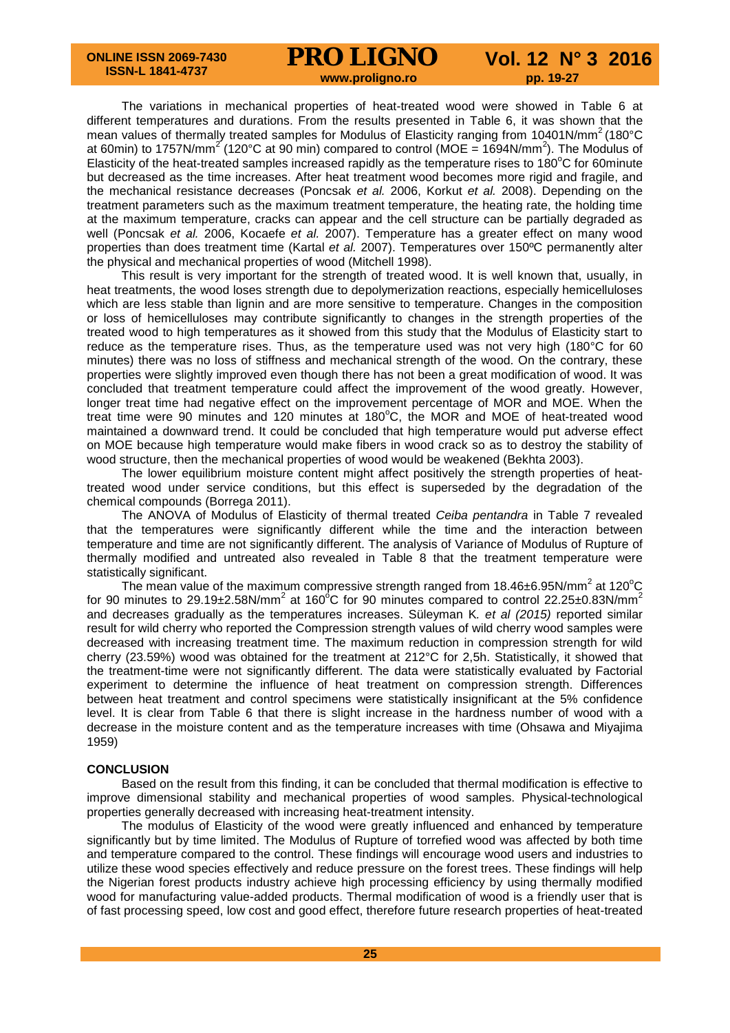The variations in mechanical properties of heat-treated wood were showed in Table 6 at different temperatures and durations. From the results presented in Table 6, it was shown that the mean values of thermally treated samples for Modulus of Elasticity ranging from 10401N/mm$^2$ (180°C at 60min) to 1757N/mm$^2$ (120°C at 90 min) compared to control (MOE = 1694N/mm$^2$). The Modulus of Elasticity of the heat-treated samples increased rapidly as the temperature rises to 180$^o$C for 60minute but decreased as the time increases. After heat treatment wood becomes more rigid and fragile, and the mechanical resistance decreases (Poncsak *et al.* 2006, Korkut *et al.* 2008). Depending on the treatment parameters such as the maximum treatment temperature, the heating rate, the holding time at the maximum temperature, cracks can appear and the cell structure can be partially degraded as well (Poncsak *et al.* 2006, Kocaefe *et al.* 2007). Temperature has a greater effect on many wood properties than does treatment time (Kartal *et al.* 2007). Temperatures over 150ºC permanently alter the physical and mechanical properties of wood (Mitchell 1998).

This result is very important for the strength of treated wood. It is well known that, usually, in heat treatments, the wood loses strength due to depolymerization reactions, especially hemicelluloses which are less stable than lignin and are more sensitive to temperature. Changes in the composition or loss of hemicelluloses may contribute significantly to changes in the strength properties of the treated wood to high temperatures as it showed from this study that the Modulus of Elasticity start to reduce as the temperature rises. Thus, as the temperature used was not very high (180°C for 60 minutes) there was no loss of stiffness and mechanical strength of the wood. On the contrary, these properties were slightly improved even though there has not been a great modification of wood. It was concluded that treatment temperature could affect the improvement of the wood greatly. However, longer treat time had negative effect on the improvement percentage of MOR and MOE. When the treat time were 90 minutes and 120 minutes at 180$^o$C, the MOR and MOE of heat-treated wood maintained a downward trend. It could be concluded that high temperature would put adverse effect on MOE because high temperature would make fibers in wood crack so as to destroy the stability of wood structure, then the mechanical properties of wood would be weakened (Bekhta 2003).

The lower equilibrium moisture content might affect positively the strength properties of heat-treated wood under service conditions, but this effect is superseded by the degradation of the chemical compounds (Borrega 2011).

The ANOVA of Modulus of Elasticity of thermal treated *Ceiba pentandra* in Table 7 revealed that the temperatures were significantly different while the time and the interaction between temperature and time are not significantly different. The analysis of Variance of Modulus of Rupture of thermally modified and untreated also revealed in Table 8 that the treatment temperature were statistically significant.

The mean value of the maximum compressive strength ranged from 18.46±6.95N/mm$^2$ at 120$^o$C for 90 minutes to 29.19±2.58N/mm$^2$ at 160$^o$C for 90 minutes compared to control 22.25±0.83N/mm$^2$ and decreases gradually as the temperatures increases. Süleyman K. *et al (2015)* reported similar result for wild cherry who reported the Compression strength values of wild cherry wood samples were decreased with increasing treatment time. The maximum reduction in compression strength for wild cherry (23.59%) wood was obtained for the treatment at 212°C for 2,5h. Statistically, it showed that the treatment-time were not significantly different. The data were statistically evaluated by Factorial experiment to determine the influence of heat treatment on compression strength. Differences between heat treatment and control specimens were statistically insignificant at the 5% confidence level. It is clear from Table 6 that there is slight increase in the hardness number of wood with a decrease in the moisture content and as the temperature increases with time (Ohsawa and Miyajima 1959)

## CONCLUSION

Based on the result from this finding, it can be concluded that thermal modification is effective to improve dimensional stability and mechanical properties of wood samples. Physical-technological properties generally decreased with increasing heat-treatment intensity.

The modulus of Elasticity of the wood were greatly influenced and enhanced by temperature significantly but by time limited. The Modulus of Rupture of torrefied wood was affected by both time and temperature compared to the control. These findings will encourage wood users and industries to utilize these wood species effectively and reduce pressure on the forest trees. These findings will help the Nigerian forest products industry achieve high processing efficiency by using thermally modified wood for manufacturing value-added products. Thermal modification of wood is a friendly user that is of fast processing speed, low cost and good effect, therefore future research properties of heat-treated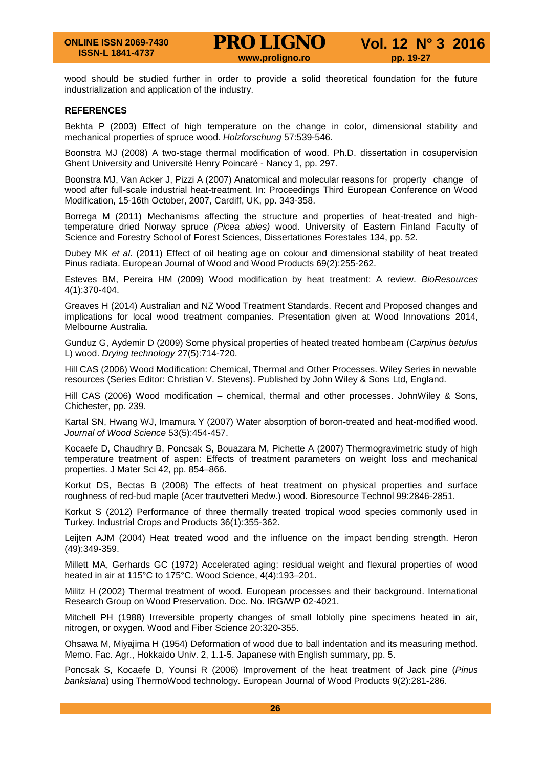wood should be studied further in order to provide a solid theoretical foundation for the future industrialization and application of the industry.

**REFERENCES**

Bekhta P (2003) Effect of high temperature on the change in color, dimensional stability and mechanical properties of spruce wood. *Holzforschung* 57:539-546.

Boonstra MJ (2008) A two-stage thermal modification of wood. Ph.D. dissertation in cosupervision Ghent University and Université Henry Poincaré - Nancy 1, pp. 297.

Boonstra MJ, Van Acker J, Pizzi A (2007) Anatomical and molecular reasons for property change of wood after full-scale industrial heat-treatment. In: Proceedings Third European Conference on Wood Modification, 15-16th October, 2007, Cardiff, UK, pp. 343-358.

Borrega M (2011) Mechanisms affecting the structure and properties of heat-treated and high-temperature dried Norway spruce *(Picea abies)* wood. University of Eastern Finland Faculty of Science and Forestry School of Forest Sciences, Dissertationes Forestales 134, pp. 52.

Dubey MK *et al*. (2011) Effect of oil heating age on colour and dimensional stability of heat treated Pinus radiata. European Journal of Wood and Wood Products 69(2):255-262.

Esteves BM, Pereira HM (2009) Wood modification by heat treatment: A review. *BioResources* 4(1):370-404.

Greaves H (2014) Australian and NZ Wood Treatment Standards. Recent and Proposed changes and implications for local wood treatment companies. Presentation given at Wood Innovations 2014, Melbourne Australia.

Gunduz G, Aydemir D (2009) Some physical properties of heated treated hornbeam (*Carpinus betulus* L) wood. *Drying technology* 27(5):714-720.

Hill CAS (2006) Wood Modification: Chemical, Thermal and Other Processes. Wiley Series in newable resources (Series Editor: Christian V. Stevens). Published by John Wiley & Sons Ltd, England.

Hill CAS (2006) Wood modification – chemical, thermal and other processes. JohnWiley & Sons, Chichester, pp. 239.

Kartal SN, Hwang WJ, Imamura Y (2007) Water absorption of boron-treated and heat-modified wood. *Journal of Wood Science* 53(5):454-457.

Kocaefe D, Chaudhry B, Poncsak S, Bouazara M, Pichette A (2007) Thermogravimetric study of high temperature treatment of aspen: Effects of treatment parameters on weight loss and mechanical properties. J Mater Sci 42, pp. 854–866.

Korkut DS, Bectas B (2008) The effects of heat treatment on physical properties and surface roughness of red-bud maple (Acer trautvetteri Medw.) wood. Bioresource Technol 99:2846-2851.

Korkut S (2012) Performance of three thermally treated tropical wood species commonly used in Turkey. Industrial Crops and Products 36(1):355-362.

Leijten AJM (2004) Heat treated wood and the influence on the impact bending strength. Heron (49):349-359.

Millett MA, Gerhards GC (1972) Accelerated aging: residual weight and flexural properties of wood heated in air at 115°C to 175°C. Wood Science, 4(4):193–201.

Militz H (2002) Thermal treatment of wood. European processes and their background. International Research Group on Wood Preservation. Doc. No. IRG/WP 02-4021.

Mitchell PH (1988) Irreversible property changes of small loblolly pine specimens heated in air, nitrogen, or oxygen. Wood and Fiber Science 20:320-355.

Ohsawa M, Miyajima H (1954) Deformation of wood due to ball indentation and its measuring method. Memo. Fac. Agr., Hokkaido Univ. 2, 1.1-5. Japanese with English summary, pp. 5.

Poncsak S, Kocaefe D, Younsi R (2006) Improvement of the heat treatment of Jack pine (*Pinus banksiana*) using ThermoWood technology. European Journal of Wood Products 9(2):281-286.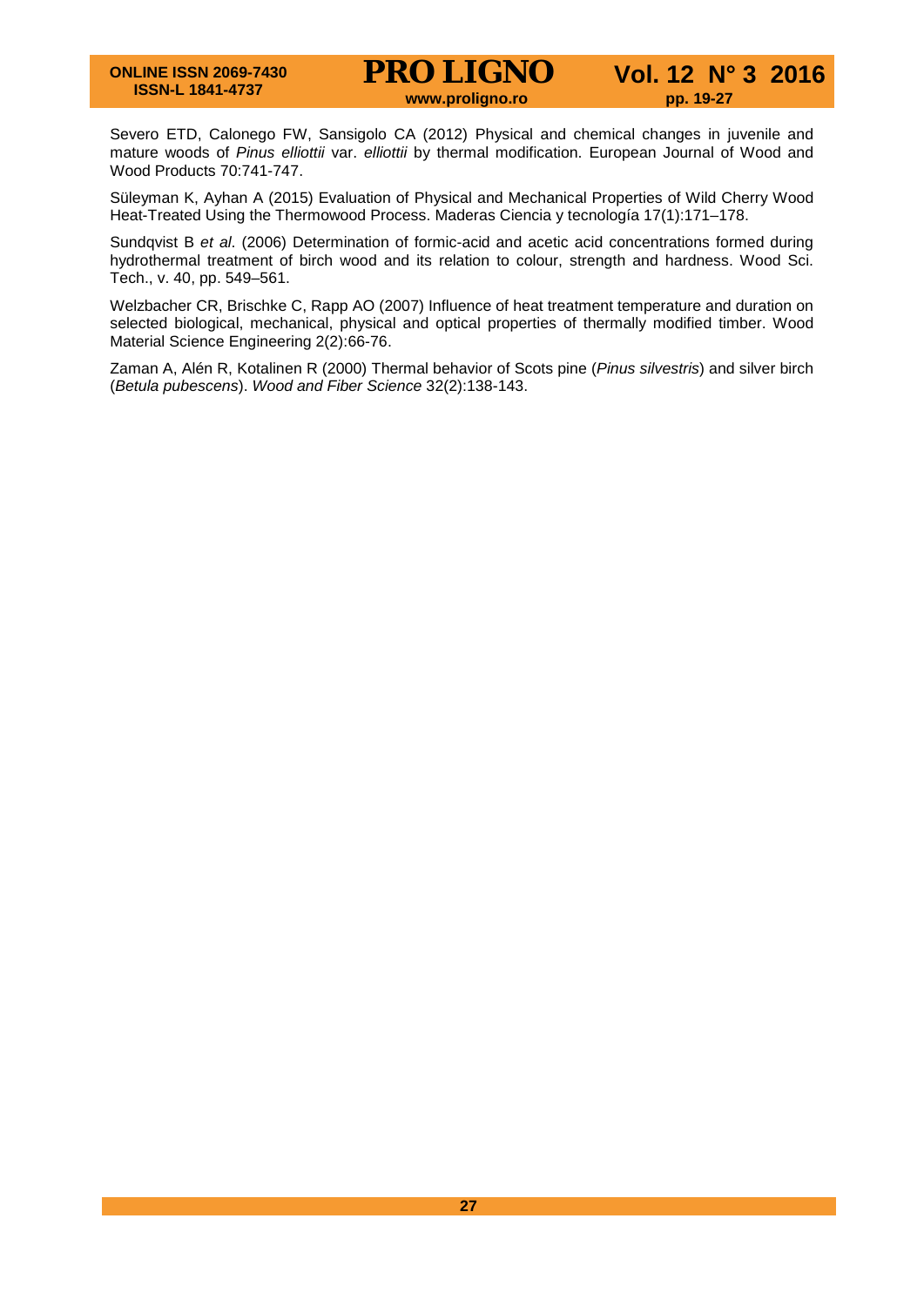Severo ETD, Calonego FW, Sansigolo CA (2012) Physical and chemical changes in juvenile and mature woods of *Pinus elliottii* var. *elliottii* by thermal modification. European Journal of Wood and Wood Products 70:741-747.

Süleyman K, Ayhan A (2015) Evaluation of Physical and Mechanical Properties of Wild Cherry Wood Heat-Treated Using the Thermowood Process. Maderas Ciencia y tecnología 17(1):171–178.

Sundqvist B *et al*. (2006) Determination of formic-acid and acetic acid concentrations formed during hydrothermal treatment of birch wood and its relation to colour, strength and hardness. Wood Sci. Tech., v. 40, pp. 549–561.

Welzbacher CR, Brischke C, Rapp AO (2007) Influence of heat treatment temperature and duration on selected biological, mechanical, physical and optical properties of thermally modified timber. Wood Material Science Engineering 2(2):66-76.

Zaman A, Alén R, Kotalinen R (2000) Thermal behavior of Scots pine (*Pinus silvestris*) and silver birch (*Betula pubescens*). *Wood and Fiber Science* 32(2):138-143.